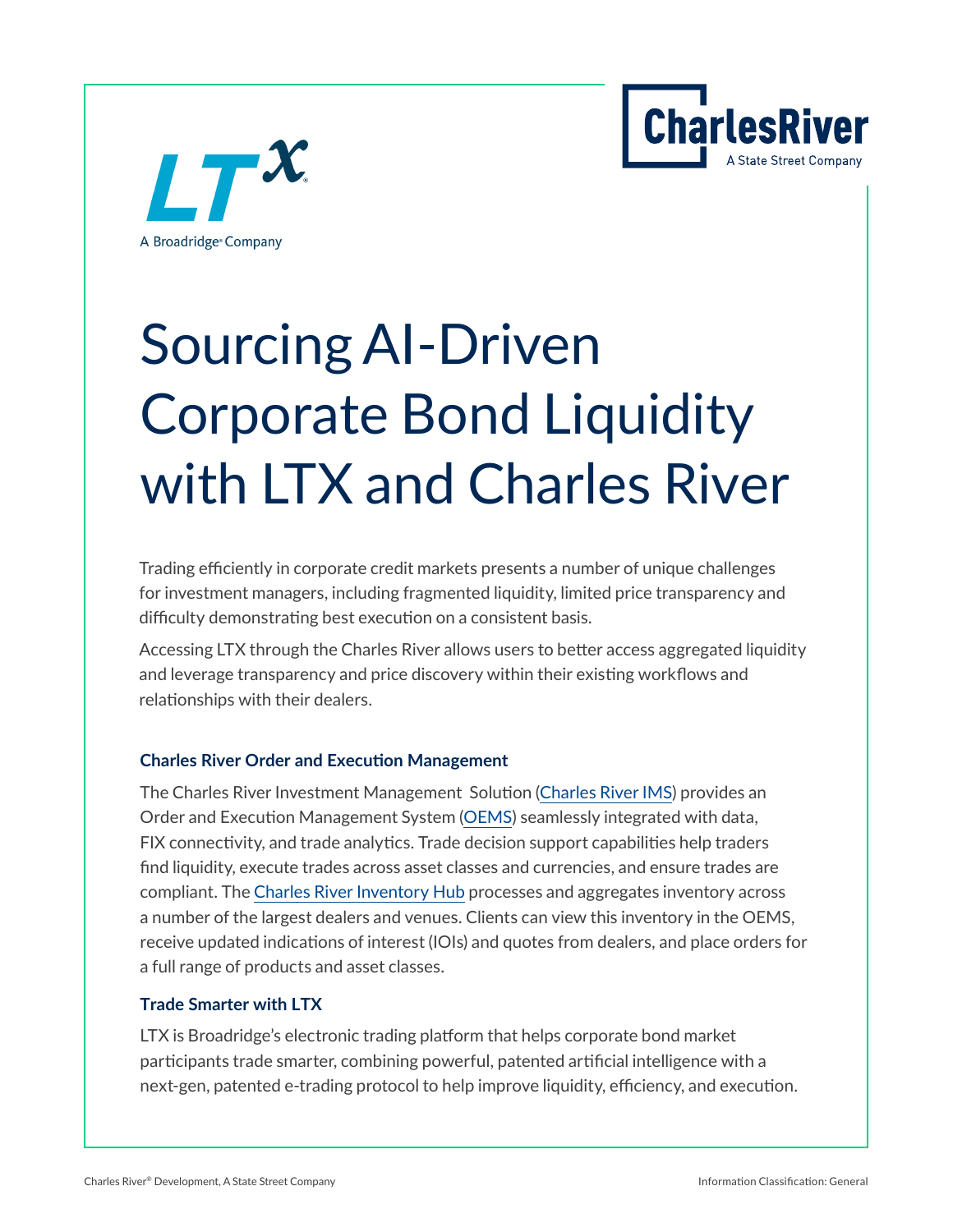LTX
A Broadridge® Company

CharlesRiver
A State Street Company

# Sourcing AI-Driven Corporate Bond Liquidity with LTX and Charles River

Trading efficiently in corporate credit markets presents a number of unique challenges for investment managers, including fragmented liquidity, limited price transparency and difficulty demonstrating best execution on a consistent basis.

Accessing LTX through the Charles River allows users to better access aggregated liquidity and leverage transparency and price discovery within their existing workflows and relationships with their dealers.

### Charles River Order and Execution Management

The Charles River Investment Management Solution (Charles River IMS) provides an Order and Execution Management System (OEMS) seamlessly integrated with data, FIX connectivity, and trade analytics. Trade decision support capabilities help traders find liquidity, execute trades across asset classes and currencies, and ensure trades are compliant. The Charles River Inventory Hub processes and aggregates inventory across a number of the largest dealers and venues. Clients can view this inventory in the OEMS, receive updated indications of interest (IOIs) and quotes from dealers, and place orders for a full range of products and asset classes.

### Trade Smarter with LTX

LTX is Broadridge's electronic trading platform that helps corporate bond market participants trade smarter, combining powerful, patented artificial intelligence with a next-gen, patented e-trading protocol to help improve liquidity, efficiency, and execution.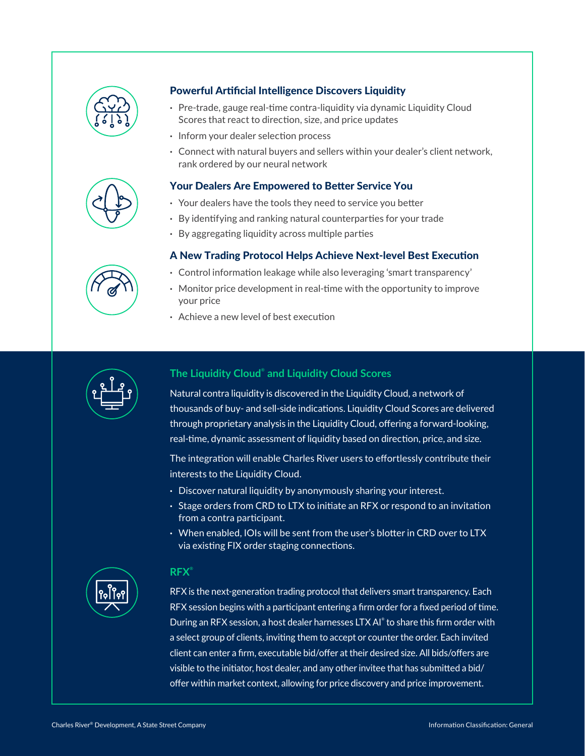### Powerful Artificial Intelligence Discovers Liquidity

- Pre-trade, gauge real-time contra-liquidity via dynamic Liquidity Cloud Scores that react to direction, size, and price updates
- Inform your dealer selection process
- Connect with natural buyers and sellers within your dealer's client network, rank ordered by our neural network

### Your Dealers Are Empowered to Better Service You

- Your dealers have the tools they need to service you better
- By identifying and ranking natural counterparties for your trade
- By aggregating liquidity across multiple parties

### A New Trading Protocol Helps Achieve Next-level Best Execution

- Control information leakage while also leveraging 'smart transparency'
- Monitor price development in real-time with the opportunity to improve your price
- Achieve a new level of best execution

### The Liquidity Cloud® and Liquidity Cloud Scores

Natural contra liquidity is discovered in the Liquidity Cloud, a network of thousands of buy- and sell-side indications. Liquidity Cloud Scores are delivered through proprietary analysis in the Liquidity Cloud, offering a forward-looking, real-time, dynamic assessment of liquidity based on direction, price, and size.

The integration will enable Charles River users to effortlessly contribute their interests to the Liquidity Cloud.

- Discover natural liquidity by anonymously sharing your interest.
- Stage orders from CRD to LTX to initiate an RFX or respond to an invitation from a contra participant.
- When enabled, IOIs will be sent from the user's blotter in CRD over to LTX via existing FIX order staging connections.

### RFX®

RFX is the next-generation trading protocol that delivers smart transparency. Each RFX session begins with a participant entering a firm order for a fixed period of time. During an RFX session, a host dealer harnesses LTX AI® to share this firm order with a select group of clients, inviting them to accept or counter the order. Each invited client can enter a firm, executable bid/offer at their desired size. All bids/offers are visible to the initiator, host dealer, and any other invitee that has submitted a bid/offer within market context, allowing for price discovery and price improvement.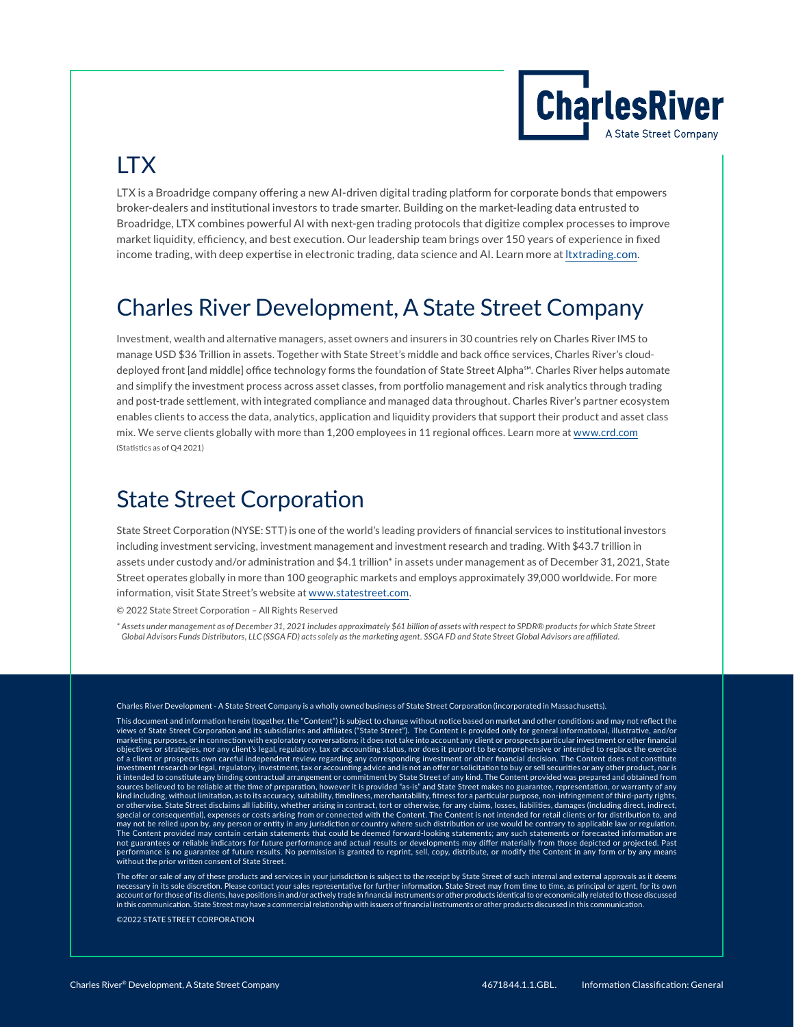## LTX

LTX is a Broadridge company offering a new AI-driven digital trading platform for corporate bonds that empowers broker-dealers and institutional investors to trade smarter. Building on the market-leading data entrusted to Broadridge, LTX combines powerful AI with next-gen trading protocols that digitize complex processes to improve market liquidity, efficiency, and best execution. Our leadership team brings over 150 years of experience in fixed income trading, with deep expertise in electronic trading, data science and AI. Learn more at ltxtrading.com.

## Charles River Development, A State Street Company

Investment, wealth and alternative managers, asset owners and insurers in 30 countries rely on Charles River IMS to manage USD $36 Trillion in assets. Together with State Street's middle and back office services, Charles River's cloud-deployed front [and middle] office technology forms the foundation of State Street Alpha℠. Charles River helps automate and simplify the investment process across asset classes, from portfolio management and risk analytics through trading and post-trade settlement, with integrated compliance and managed data throughout. Charles River's partner ecosystem enables clients to access the data, analytics, application and liquidity providers that support their product and asset class mix. We serve clients globally with more than 1,200 employees in 11 regional offices. Learn more at www.crd.com

(Statistics as of Q4 2021)

## State Street Corporation

State Street Corporation (NYSE: STT) is one of the world's leading providers of financial services to institutional investors including investment servicing, investment management and investment research and trading. With $43.7 trillion in assets under custody and/or administration and $4.1 trillion* in assets under management as of December 31, 2021, State Street operates globally in more than 100 geographic markets and employs approximately 39,000 worldwide. For more information, visit State Street's website at www.statestreet.com.

© 2022 State Street Corporation – All Rights Reserved

*\* Assets under management as of December 31, 2021 includes approximately $61 billion of assets with respect to SPDR® products for which State Street Global Advisors Funds Distributors, LLC (SSGA FD) acts solely as the marketing agent. SSGA FD and State Street Global Advisors are affiliated.*

Charles River Development - A State Street Company is a wholly owned business of State Street Corporation (incorporated in Massachusetts).

This document and information herein (together, the "Content") is subject to change without notice based on market and other conditions and may not reflect the views of State Street Corporation and its subsidiaries and affiliates ("State Street"). The Content is provided only for general informational, illustrative, and/or marketing purposes, or in connection with exploratory conversations; it does not take into account any client or prospects particular investment or other financial objectives or strategies, nor any client's legal, regulatory, tax or accounting status, nor does it purport to be comprehensive or intended to replace the exercise of a client or prospects own careful independent review regarding any corresponding investment or other financial decision. The Content does not constitute investment research or legal, regulatory, investment, tax or accounting advice and is not an offer or solicitation to buy or sell securities or any other product, nor is it intended to constitute any binding contractual arrangement or commitment by State Street of any kind. The Content provided was prepared and obtained from sources believed to be reliable at the time of preparation, however it is provided "as-is" and State Street makes no guarantee, representation, or warranty of any kind including, without limitation, as to its accuracy, suitability, timeliness, merchantability, fitness for a particular purpose, non-infringement of third-party rights, or otherwise. State Street disclaims all liability, whether arising in contract, tort or otherwise, for any claims, losses, liabilities, damages (including direct, indirect, special or consequential), expenses or costs arising from or connected with the Content. The Content is not intended for retail clients or for distribution to, and may not be relied upon by, any person or entity in any jurisdiction or country where such distribution or use would be contrary to applicable law or regulation. The Content provided may contain certain statements that could be deemed forward-looking statements; any such statements or forecasted information are not guarantees or reliable indicators for future performance and actual results or developments may differ materially from those depicted or projected. Past performance is no guarantee of future results. No permission is granted to reprint, sell, copy, distribute, or modify the Content in any form or by any means without the prior written consent of State Street.

The offer or sale of any of these products and services in your jurisdiction is subject to the receipt by State Street of such internal and external approvals as it deems necessary in its sole discretion. Please contact your sales representative for further information. State Street may from time to time, as principal or agent, for its own account or for those of its clients, have positions in and/or actively trade in financial instruments or other products identical to or economically related to those discussed in this communication. State Street may have a commercial relationship with issuers of financial instruments or other products discussed in this communication.

©2022 STATE STREET CORPORATION

Charles River® Development, A State Street Company 4671844.1.1.GBL. Information Classification: General